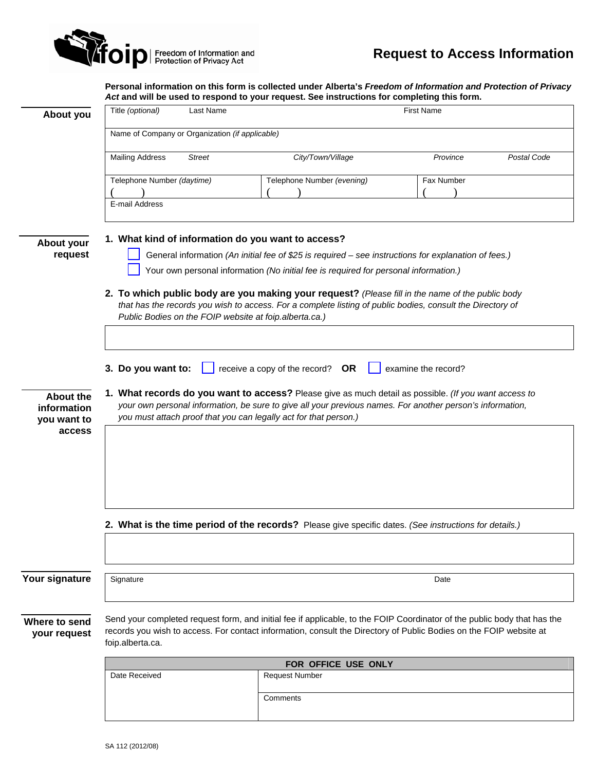**foip** Freedom of Information and Protection of Privacy Act

# Request to Access Information

**Personal information on this form is collected under Alberta's *Freedom of Information and Protection of Privacy Act* and will be used to respond to your request. See instructions for completing this form.**

## About you

| Title *(optional)* | Last Name | First Name | |
|---|---|---|---|
| Name of Company or Organization *(if applicable)* | | | |
| Mailing Address *Street* | *City/Town/Village* | *Province* | *Postal Code* |
| Telephone Number *(daytime)* ( ) | Telephone Number *(evening)* ( ) | Fax Number ( ) | |
| E-mail Address | | | |

## About your request

**1. What kind of information do you want to access?**

- ☐ General information *(An initial fee of $25 is required – see instructions for explanation of fees.)*
- ☐ Your own personal information *(No initial fee is required for personal information.)*

**2. To which public body are you making your request?** *(Please fill in the name of the public body that has the records you wish to access. For a complete listing of public bodies, consult the Directory of Public Bodies on the FOIP website at foip.alberta.ca.)*

**3. Do you want to:** ☐ receive a copy of the record? **OR** ☐ examine the record?

## About the information you want to access

**1. What records do you want to access?** Please give as much detail as possible. *(If you want access to your own personal information, be sure to give all your previous names. For another person's information, you must attach proof that you can legally act for that person.)*

**2. What is the time period of the records?** Please give specific dates. *(See instructions for details.)*

## Your signature

| Signature | Date |
|---|---|
| | |

## Where to send your request

Send your completed request form, and initial fee if applicable, to the FOIP Coordinator of the public body that has the records you wish to access. For contact information, consult the Directory of Public Bodies on the FOIP website at foip.alberta.ca.

| FOR OFFICE USE ONLY | |
|---|---|
| Date Received | Request Number |
| | Comments |

SA 112 (2012/08)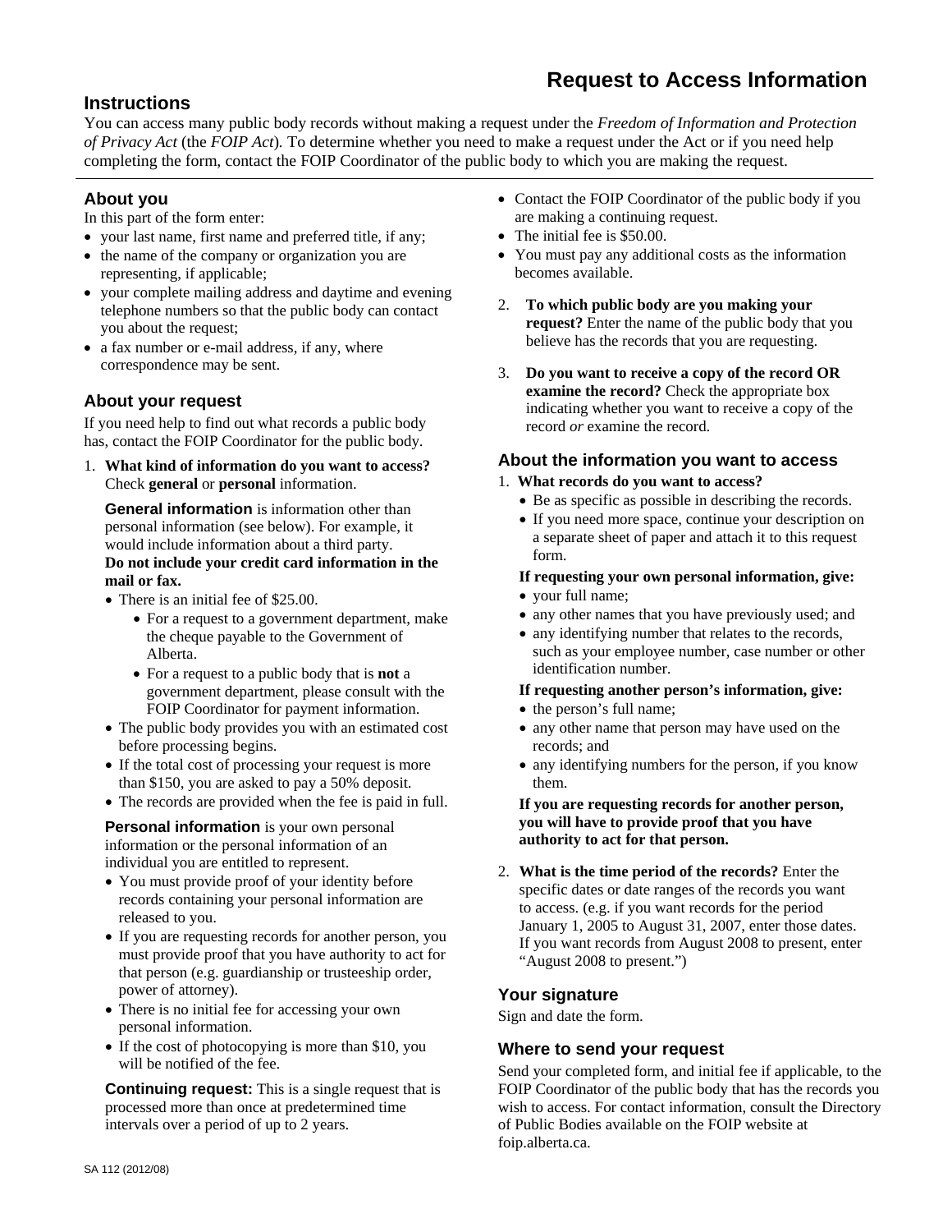# Request to Access Information

## Instructions

You can access many public body records without making a request under the *Freedom of Information and Protection of Privacy Act* (the *FOIP Act*). To determine whether you need to make a request under the Act or if you need help completing the form, contact the FOIP Coordinator of the public body to which you are making the request.

### About you

In this part of the form enter:

- your last name, first name and preferred title, if any;
- the name of the company or organization you are representing, if applicable;
- your complete mailing address and daytime and evening telephone numbers so that the public body can contact you about the request;
- a fax number or e-mail address, if any, where correspondence may be sent.

### About your request

If you need help to find out what records a public body has, contact the FOIP Coordinator for the public body.

1. **What kind of information do you want to access?** Check **general** or **personal** information.

   **General information** is information other than personal information (see below). For example, it would include information about a third party.
   **Do not include your credit card information in the mail or fax.**

   - There is an initial fee of $25.00.
     - For a request to a government department, make the cheque payable to the Government of Alberta.
     - For a request to a public body that is **not** a government department, please consult with the FOIP Coordinator for payment information.
   - The public body provides you with an estimated cost before processing begins.
   - If the total cost of processing your request is more than $150, you are asked to pay a 50% deposit.
   - The records are provided when the fee is paid in full.

   **Personal information** is your own personal information or the personal information of an individual you are entitled to represent.

   - You must provide proof of your identity before records containing your personal information are released to you.
   - If you are requesting records for another person, you must provide proof that you have authority to act for that person (e.g. guardianship or trusteeship order, power of attorney).
   - There is no initial fee for accessing your own personal information.
   - If the cost of photocopying is more than $10, you will be notified of the fee.

   **Continuing request:** This is a single request that is processed more than once at predetermined time intervals over a period of up to 2 years.

   - Contact the FOIP Coordinator of the public body if you are making a continuing request.
   - The initial fee is $50.00.
   - You must pay any additional costs as the information becomes available.

2. **To which public body are you making your request?** Enter the name of the public body that you believe has the records that you are requesting.

3. **Do you want to receive a copy of the record OR examine the record?** Check the appropriate box indicating whether you want to receive a copy of the record *or* examine the record.

### About the information you want to access

1. **What records do you want to access?**
   - Be as specific as possible in describing the records.
   - If you need more space, continue your description on a separate sheet of paper and attach it to this request form.

   **If requesting your own personal information, give:**
   - your full name;
   - any other names that you have previously used; and
   - any identifying number that relates to the records, such as your employee number, case number or other identification number.

   **If requesting another person's information, give:**
   - the person's full name;
   - any other name that person may have used on the records; and
   - any identifying numbers for the person, if you know them.

   **If you are requesting records for another person, you will have to provide proof that you have authority to act for that person.**

2. **What is the time period of the records?** Enter the specific dates or date ranges of the records you want to access. (e.g. if you want records for the period January 1, 2005 to August 31, 2007, enter those dates. If you want records from August 2008 to present, enter "August 2008 to present.")

### Your signature

Sign and date the form.

### Where to send your request

Send your completed form, and initial fee if applicable, to the FOIP Coordinator of the public body that has the records you wish to access. For contact information, consult the Directory of Public Bodies available on the FOIP website at foip.alberta.ca.

SA 112 (2012/08)